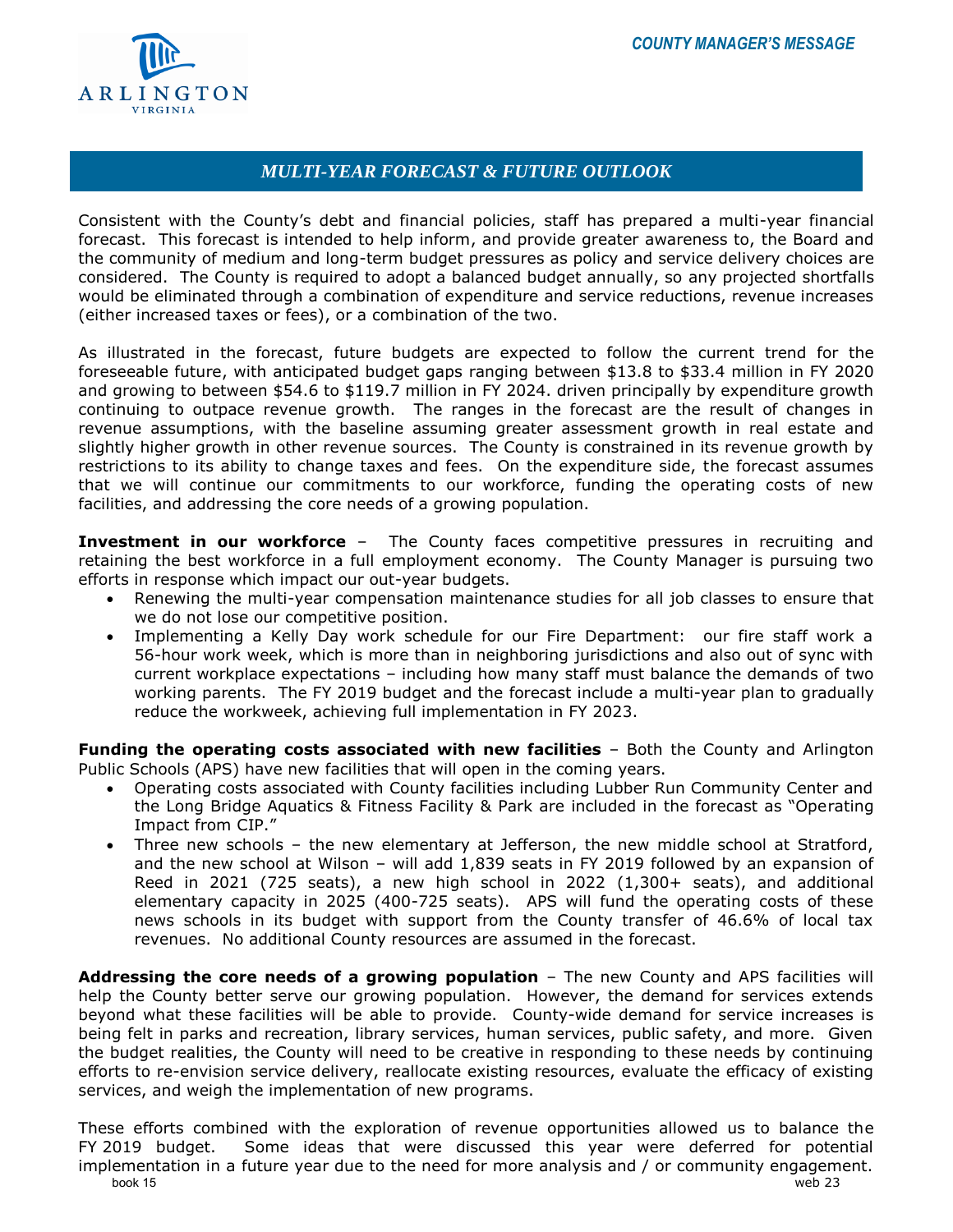## MULTI-YEAR FORECAST & FUTURE OUTLOOK

Consistent with the County's debt and financial policies, staff has prepared a multi-year financial forecast. This forecast is intended to help inform, and provide greater awareness to, the Board and the community of medium and long-term budget pressures as policy and service delivery choices are considered. The County is required to adopt a balanced budget annually, so any projected shortfalls would be eliminated through a combination of expenditure and service reductions, revenue increases (either increased taxes or fees), or a combination of the two.

As illustrated in the forecast, future budgets are expected to follow the current trend for the foreseeable future, with anticipated budget gaps ranging between $13.8 to $33.4 million in FY 2020 and growing to between $54.6 to $119.7 million in FY 2024. driven principally by expenditure growth continuing to outpace revenue growth. The ranges in the forecast are the result of changes in revenue assumptions, with the baseline assuming greater assessment growth in real estate and slightly higher growth in other revenue sources. The County is constrained in its revenue growth by restrictions to its ability to change taxes and fees. On the expenditure side, the forecast assumes that we will continue our commitments to our workforce, funding the operating costs of new facilities, and addressing the core needs of a growing population.

**Investment in our workforce** – The County faces competitive pressures in recruiting and retaining the best workforce in a full employment economy. The County Manager is pursuing two efforts in response which impact our out-year budgets.

- Renewing the multi-year compensation maintenance studies for all job classes to ensure that we do not lose our competitive position.
- Implementing a Kelly Day work schedule for our Fire Department: our fire staff work a 56-hour work week, which is more than in neighboring jurisdictions and also out of sync with current workplace expectations – including how many staff must balance the demands of two working parents. The FY 2019 budget and the forecast include a multi-year plan to gradually reduce the workweek, achieving full implementation in FY 2023.

**Funding the operating costs associated with new facilities** – Both the County and Arlington Public Schools (APS) have new facilities that will open in the coming years.

- Operating costs associated with County facilities including Lubber Run Community Center and the Long Bridge Aquatics & Fitness Facility & Park are included in the forecast as "Operating Impact from CIP."
- Three new schools – the new elementary at Jefferson, the new middle school at Stratford, and the new school at Wilson – will add 1,839 seats in FY 2019 followed by an expansion of Reed in 2021 (725 seats), a new high school in 2022 (1,300+ seats), and additional elementary capacity in 2025 (400-725 seats). APS will fund the operating costs of these news schools in its budget with support from the County transfer of 46.6% of local tax revenues. No additional County resources are assumed in the forecast.

**Addressing the core needs of a growing population** – The new County and APS facilities will help the County better serve our growing population. However, the demand for services extends beyond what these facilities will be able to provide. County-wide demand for service increases is being felt in parks and recreation, library services, human services, public safety, and more. Given the budget realities, the County will need to be creative in responding to these needs by continuing efforts to re-envision service delivery, reallocate existing resources, evaluate the efficacy of existing services, and weigh the implementation of new programs.

These efforts combined with the exploration of revenue opportunities allowed us to balance the FY 2019 budget. Some ideas that were discussed this year were deferred for potential implementation in a future year due to the need for more analysis and / or community engagement.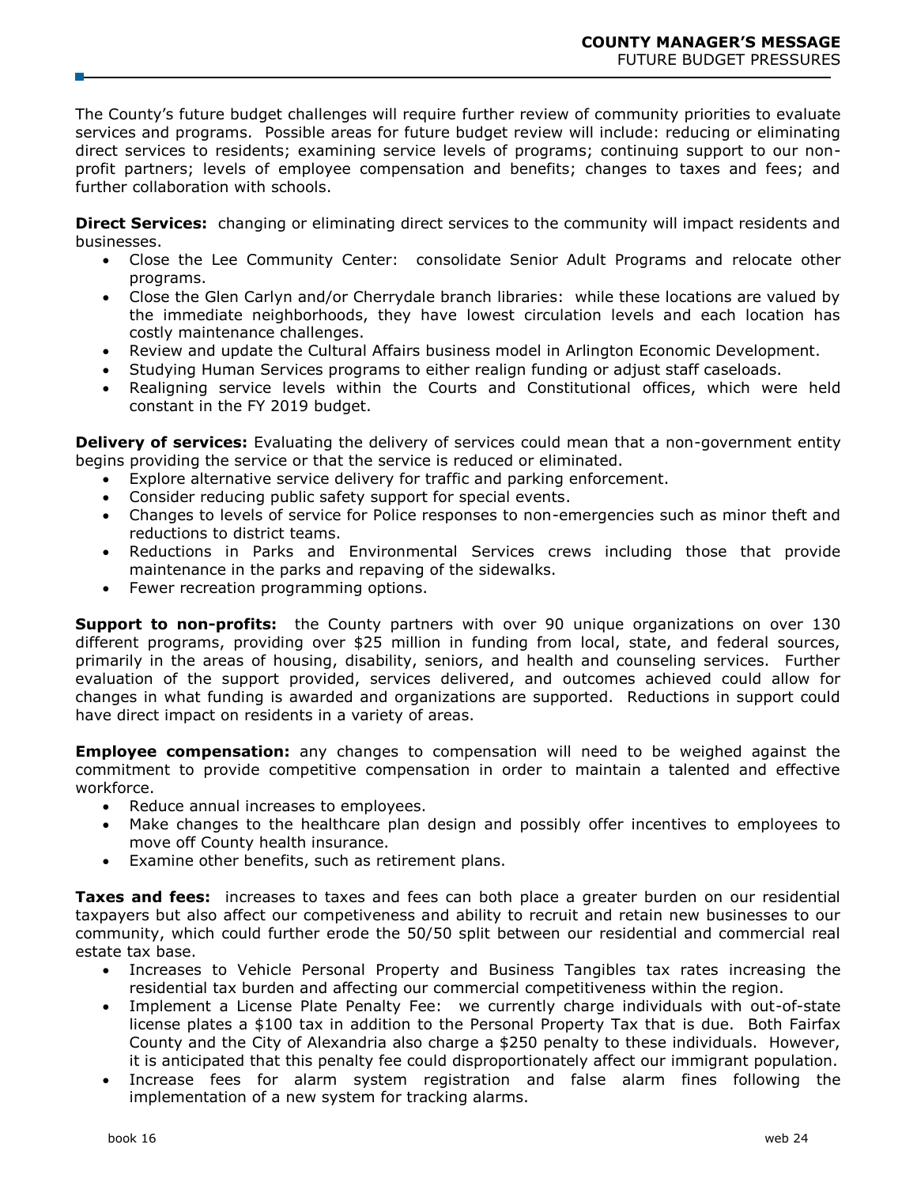The County's future budget challenges will require further review of community priorities to evaluate services and programs. Possible areas for future budget review will include: reducing or eliminating direct services to residents; examining service levels of programs; continuing support to our non-profit partners; levels of employee compensation and benefits; changes to taxes and fees; and further collaboration with schools.

**Direct Services:** changing or eliminating direct services to the community will impact residents and businesses.

- Close the Lee Community Center: consolidate Senior Adult Programs and relocate other programs.
- Close the Glen Carlyn and/or Cherrydale branch libraries: while these locations are valued by the immediate neighborhoods, they have lowest circulation levels and each location has costly maintenance challenges.
- Review and update the Cultural Affairs business model in Arlington Economic Development.
- Studying Human Services programs to either realign funding or adjust staff caseloads.
- Realigning service levels within the Courts and Constitutional offices, which were held constant in the FY 2019 budget.

**Delivery of services:** Evaluating the delivery of services could mean that a non-government entity begins providing the service or that the service is reduced or eliminated.

- Explore alternative service delivery for traffic and parking enforcement.
- Consider reducing public safety support for special events.
- Changes to levels of service for Police responses to non-emergencies such as minor theft and reductions to district teams.
- Reductions in Parks and Environmental Services crews including those that provide maintenance in the parks and repaving of the sidewalks.
- Fewer recreation programming options.

**Support to non-profits:** the County partners with over 90 unique organizations on over 130 different programs, providing over $25 million in funding from local, state, and federal sources, primarily in the areas of housing, disability, seniors, and health and counseling services. Further evaluation of the support provided, services delivered, and outcomes achieved could allow for changes in what funding is awarded and organizations are supported. Reductions in support could have direct impact on residents in a variety of areas.

**Employee compensation:** any changes to compensation will need to be weighed against the commitment to provide competitive compensation in order to maintain a talented and effective workforce.

- Reduce annual increases to employees.
- Make changes to the healthcare plan design and possibly offer incentives to employees to move off County health insurance.
- Examine other benefits, such as retirement plans.

**Taxes and fees:** increases to taxes and fees can both place a greater burden on our residential taxpayers but also affect our competiveness and ability to recruit and retain new businesses to our community, which could further erode the 50/50 split between our residential and commercial real estate tax base.

- Increases to Vehicle Personal Property and Business Tangibles tax rates increasing the residential tax burden and affecting our commercial competitiveness within the region.
- Implement a License Plate Penalty Fee: we currently charge individuals with out-of-state license plates a $100 tax in addition to the Personal Property Tax that is due. Both Fairfax County and the City of Alexandria also charge a $250 penalty to these individuals. However, it is anticipated that this penalty fee could disproportionately affect our immigrant population.
- Increase fees for alarm system registration and false alarm fines following the implementation of a new system for tracking alarms.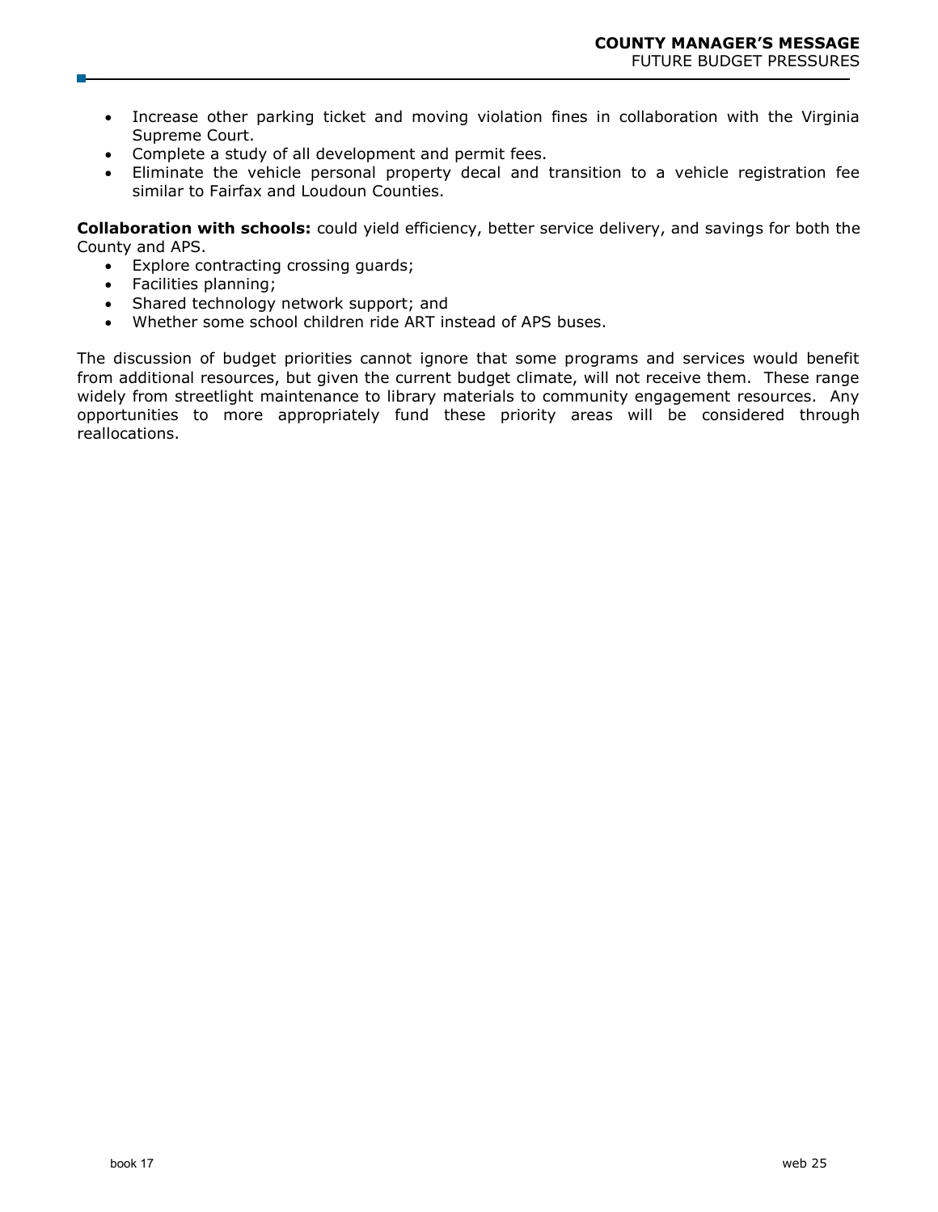- Increase other parking ticket and moving violation fines in collaboration with the Virginia Supreme Court.
- Complete a study of all development and permit fees.
- Eliminate the vehicle personal property decal and transition to a vehicle registration fee similar to Fairfax and Loudoun Counties.

**Collaboration with schools:** could yield efficiency, better service delivery, and savings for both the County and APS.

- Explore contracting crossing guards;
- Facilities planning;
- Shared technology network support; and
- Whether some school children ride ART instead of APS buses.

The discussion of budget priorities cannot ignore that some programs and services would benefit from additional resources, but given the current budget climate, will not receive them. These range widely from streetlight maintenance to library materials to community engagement resources. Any opportunities to more appropriately fund these priority areas will be considered through reallocations.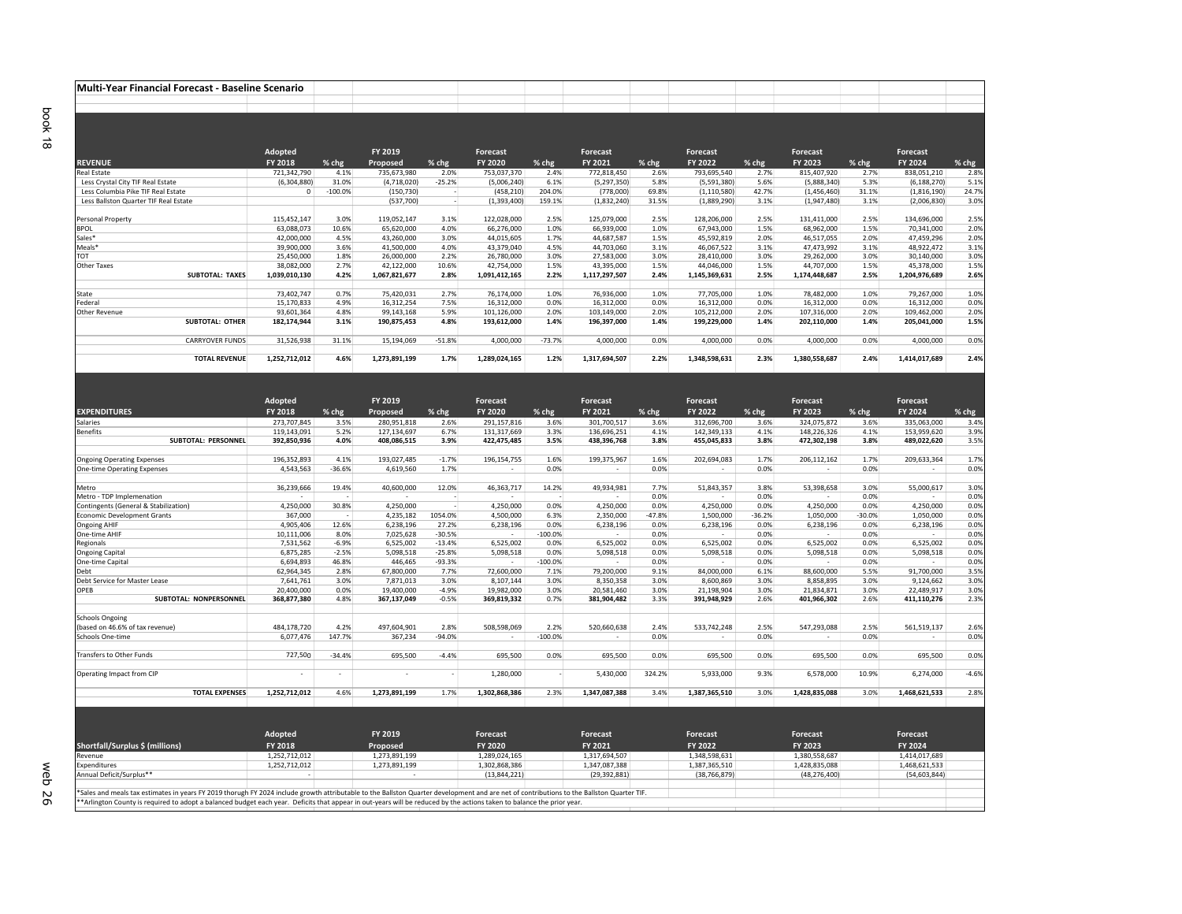# Multi-Year Financial Forecast - Baseline Scenario

| REVENUE | Adopted FY 2018 | % chg | FY 2019 Proposed | % chg | Forecast FY 2020 | % chg | Forecast FY 2021 | % chg | Forecast FY 2022 | % chg | Forecast FY 2023 | % chg | Forecast FY 2024 | % chg |
|---|---|---|---|---|---|---|---|---|---|---|---|---|---|---|
| Real Estate | 721,342,790 | 4.1% | 735,673,980 | 2.0% | 753,037,370 | 2.4% | 772,818,450 | 2.6% | 793,695,540 | 2.7% | 815,407,920 | 2.7% | 838,051,210 | 2.8% |
| Less Crystal City TIF Real Estate | (6,304,880) | 31.0% | (4,718,020) | -25.2% | (5,006,240) | 6.1% | (5,297,350) | 5.8% | (5,591,380) | 5.6% | (5,888,340) | 5.3% | (6,188,270) | 5.1% |
| Less Columbia Pike TIF Real Estate | 0 | -100.0% | (150,730) | - | (458,210) | 204.0% | (778,000) | 69.8% | (1,110,580) | 42.7% | (1,456,460) | 31.1% | (1,816,190) | 24.7% |
| Less Ballston Quarter TIF Real Estate | | | (537,700) | - | (1,393,400) | 159.1% | (1,832,240) | 31.5% | (1,889,290) | 3.1% | (1,947,480) | 3.1% | (2,006,830) | 3.0% |
| Personal Property | 115,452,147 | 3.0% | 119,052,147 | 3.1% | 122,028,000 | 2.5% | 125,079,000 | 2.5% | 128,206,000 | 2.5% | 131,411,000 | 2.5% | 134,696,000 | 2.5% |
| BPOL | 63,088,073 | 10.6% | 65,620,000 | 4.0% | 66,276,000 | 1.0% | 66,939,000 | 1.0% | 67,943,000 | 1.5% | 68,962,000 | 1.5% | 70,341,000 | 2.0% |
| Sales* | 42,000,000 | 4.5% | 43,260,000 | 3.0% | 44,015,605 | 1.7% | 44,687,587 | 1.5% | 45,592,819 | 2.0% | 46,517,055 | 2.0% | 47,459,296 | 2.0% |
| Meals* | 39,900,000 | 3.6% | 41,500,000 | 4.0% | 43,379,040 | 4.5% | 44,703,060 | 3.1% | 46,067,522 | 3.1% | 47,473,992 | 3.1% | 48,922,472 | 3.1% |
| TOT | 25,450,000 | 1.8% | 26,000,000 | 2.2% | 26,780,000 | 3.0% | 27,583,000 | 3.0% | 28,410,000 | 3.0% | 29,262,000 | 3.0% | 30,140,000 | 3.0% |
| Other Taxes | 38,082,000 | 2.7% | 42,122,000 | 10.6% | 42,754,000 | 1.5% | 43,395,000 | 1.5% | 44,046,000 | 1.5% | 44,707,000 | 1.5% | 45,378,000 | 1.5% |
| **SUBTOTAL: TAXES** | **1,039,010,130** | **4.2%** | **1,067,821,677** | **2.8%** | **1,091,412,165** | **2.2%** | **1,117,297,507** | **2.4%** | **1,145,369,631** | **2.5%** | **1,174,448,687** | **2.5%** | **1,204,976,689** | **2.6%** |
| State | 73,402,747 | 0.7% | 75,420,031 | 2.7% | 76,174,000 | 1.0% | 76,936,000 | 1.0% | 77,705,000 | 1.0% | 78,482,000 | 1.0% | 79,267,000 | 1.0% |
| Federal | 15,170,833 | 4.9% | 16,312,254 | 7.5% | 16,312,000 | 0.0% | 16,312,000 | 0.0% | 16,312,000 | 0.0% | 16,312,000 | 0.0% | 16,312,000 | 0.0% |
| Other Revenue | 93,601,364 | 4.8% | 99,143,168 | 5.9% | 101,126,000 | 2.0% | 103,149,000 | 2.0% | 105,212,000 | 2.0% | 107,316,000 | 2.0% | 109,462,000 | 2.0% |
| **SUBTOTAL: OTHER** | **182,174,944** | **3.1%** | **190,875,453** | **4.8%** | **193,612,000** | **1.4%** | **196,397,000** | **1.4%** | **199,229,000** | **1.4%** | **202,110,000** | **1.4%** | **205,041,000** | **1.5%** |
| CARRYOVER FUNDS | 31,526,938 | 31.1% | 15,194,069 | -51.8% | 4,000,000 | -73.7% | 4,000,000 | 0.0% | 4,000,000 | 0.0% | 4,000,000 | 0.0% | 4,000,000 | 0.0% |
| **TOTAL REVENUE** | **1,252,712,012** | **4.6%** | **1,273,891,199** | **1.7%** | **1,289,024,165** | **1.2%** | **1,317,694,507** | **2.2%** | **1,348,598,631** | **2.3%** | **1,380,558,687** | **2.4%** | **1,414,017,689** | **2.4%** |

| EXPENDITURES | Adopted FY 2018 | % chg | FY 2019 Proposed | % chg | Forecast FY 2020 | % chg | Forecast FY 2021 | % chg | Forecast FY 2022 | % chg | Forecast FY 2023 | % chg | Forecast FY 2024 | % chg |
|---|---|---|---|---|---|---|---|---|---|---|---|---|---|---|
| Salaries | 273,707,845 | 3.5% | 280,951,818 | 2.6% | 291,157,816 | 3.6% | 301,700,517 | 3.6% | 312,696,700 | 3.6% | 324,075,872 | 3.6% | 335,063,000 | 3.4% |
| Benefits | 119,143,091 | 5.2% | 127,134,697 | 6.7% | 131,317,669 | 3.3% | 136,696,251 | 4.1% | 142,349,133 | 4.1% | 148,226,326 | 4.1% | 153,959,620 | 3.9% |
| **SUBTOTAL: PERSONNEL** | **392,850,936** | **4.0%** | **408,086,515** | **3.9%** | **422,475,485** | **3.5%** | **438,396,768** | **3.8%** | **455,045,833** | **3.8%** | **472,302,198** | **3.8%** | **489,022,620** | **3.5%** |
| Ongoing Operating Expenses | 196,352,893 | 4.1% | 193,027,485 | -1.7% | 196,154,755 | 1.6% | 199,375,967 | 1.6% | 202,694,083 | 1.7% | 206,112,162 | 1.7% | 209,633,364 | 1.7% |
| One-time Operating Expenses | 4,543,563 | -36.6% | 4,619,560 | 1.7% | - | 0.0% | - | 0.0% | - | 0.0% | - | 0.0% | - | 0.0% |
| Metro | 36,239,666 | 19.4% | 40,600,000 | 12.0% | 46,363,717 | 14.2% | 49,934,981 | 7.7% | 51,843,357 | 3.8% | 53,398,658 | 3.0% | 55,000,617 | 3.0% |
| Metro - TDP Implemenation | - | - | - | - | - | - | - | 0.0% | - | 0.0% | - | 0.0% | - | 0.0% |
| Contingents (General & Stabilization) | 4,250,000 | 30.8% | 4,250,000 | - | 4,250,000 | 0.0% | 4,250,000 | 0.0% | 4,250,000 | 0.0% | 4,250,000 | 0.0% | 4,250,000 | 0.0% |
| Economic Development Grants | 367,000 | - | 4,235,182 | 1054.0% | 4,500,000 | 6.3% | 2,350,000 | -47.8% | 1,500,000 | -36.2% | 1,050,000 | -30.0% | 1,050,000 | 0.0% |
| Ongoing AHIF | 4,905,406 | 12.6% | 6,238,196 | 27.2% | 6,238,196 | 0.0% | 6,238,196 | 0.0% | 6,238,196 | 0.0% | 6,238,196 | 0.0% | 6,238,196 | 0.0% |
| One-time AHIF | 10,111,006 | 8.0% | 7,025,628 | -30.5% | - | -100.0% | - | 0.0% | - | 0.0% | - | 0.0% | - | 0.0% |
| Regionals | 7,531,562 | -6.9% | 6,525,002 | -13.4% | 6,525,002 | 0.0% | 6,525,002 | 0.0% | 6,525,002 | 0.0% | 6,525,002 | 0.0% | 6,525,002 | 0.0% |
| Ongoing Capital | 6,875,285 | -2.5% | 5,098,518 | -25.8% | 5,098,518 | 0.0% | 5,098,518 | 0.0% | 5,098,518 | 0.0% | 5,098,518 | 0.0% | 5,098,518 | 0.0% |
| One-time Capital | 6,694,893 | 46.8% | 446,465 | -93.3% | - | -100.0% | - | 0.0% | - | 0.0% | - | 0.0% | - | 0.0% |
| Debt | 62,964,345 | 2.8% | 67,800,000 | 7.7% | 72,600,000 | 7.1% | 79,200,000 | 9.1% | 84,000,000 | 6.1% | 88,600,000 | 5.5% | 91,700,000 | 3.5% |
| Debt Service for Master Lease | 7,641,761 | 3.0% | 7,871,013 | 3.0% | 8,107,144 | 3.0% | 8,350,358 | 3.0% | 8,600,869 | 3.0% | 8,858,895 | 3.0% | 9,124,662 | 3.0% |
| OPEB | 20,400,000 | 0.0% | 19,400,000 | -4.9% | 19,982,000 | 3.0% | 20,581,460 | 3.0% | 21,198,904 | 3.0% | 21,834,871 | 3.0% | 22,489,917 | 3.0% |
| **SUBTOTAL: NONPERSONNEL** | **368,877,380** | **4.8%** | **367,137,049** | **-0.5%** | **369,819,332** | **0.7%** | **381,904,482** | **3.3%** | **391,948,929** | **2.6%** | **401,966,302** | **2.6%** | **411,110,276** | **2.3%** |
| Schools Ongoing (based on 46.6% of tax revenue) | 484,178,720 | 4.2% | 497,604,901 | 2.8% | 508,598,069 | 2.2% | 520,660,638 | 2.4% | 533,742,248 | 2.5% | 547,293,088 | 2.5% | 561,519,137 | 2.6% |
| Schools One-time | 6,077,476 | 147.7% | 367,234 | -94.0% | - | -100.0% | - | 0.0% | - | 0.0% | - | 0.0% | - | 0.0% |
| Transfers to Other Funds | 727,500 | -34.4% | 695,500 | -4.4% | 695,500 | 0.0% | 695,500 | 0.0% | 695,500 | 0.0% | 695,500 | 0.0% | 695,500 | 0.0% |
| Operating Impact from CIP | - | - | - | - | 1,280,000 | - | 5,430,000 | 324.2% | 5,933,000 | 9.3% | 6,578,000 | 10.9% | 6,274,000 | -4.6% |
| **TOTAL EXPENSES** | **1,252,712,012** | **4.6%** | **1,273,891,199** | **1.7%** | **1,302,868,386** | **2.3%** | **1,347,087,388** | **3.4%** | **1,387,365,510** | **3.0%** | **1,428,835,088** | **3.0%** | **1,468,621,533** | **2.8%** |

| Shortfall/Surplus $ (millions) | Adopted FY 2018 | FY 2019 Proposed | Forecast FY 2020 | Forecast FY 2021 | Forecast FY 2022 | Forecast FY 2023 | Forecast FY 2024 |
|---|---|---|---|---|---|---|---|
| Revenue | 1,252,712,012 | 1,273,891,199 | 1,289,024,165 | 1,317,694,507 | 1,348,598,631 | 1,380,558,687 | 1,414,017,689 |
| Expenditures | 1,252,712,012 | 1,273,891,199 | 1,302,868,386 | 1,347,087,388 | 1,387,365,510 | 1,428,835,088 | 1,468,621,533 |
| Annual Deficit/Surplus** | - | - | (13,844,221) | (29,392,881) | (38,766,879) | (48,276,400) | (54,603,844) |

*Sales and meals tax estimates in years FY 2019 thorugh FY 2024 include growth attributable to the Ballston Quarter development and are net of contributions to the Ballston Quarter TIF.

**Arlington County is required to adopt a balanced budget each year. Deficits that appear in out-years will be reduced by the actions taken to balance the prior year.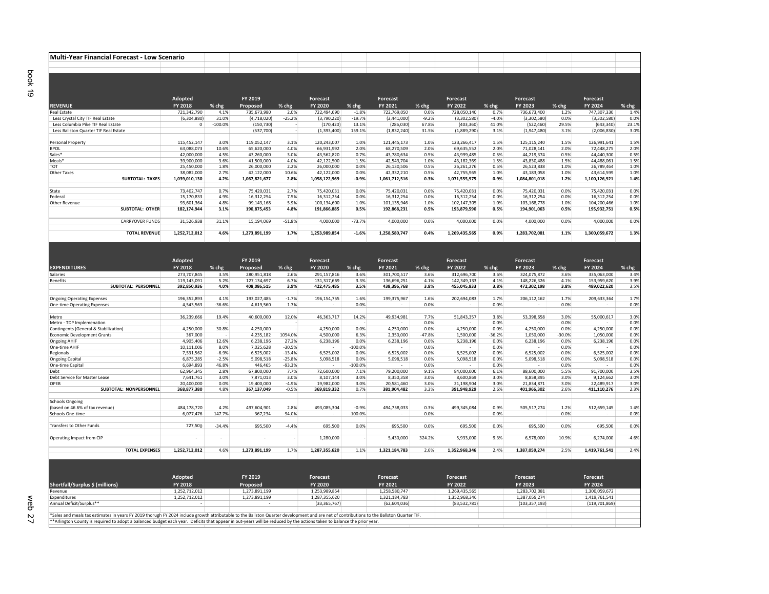## Multi-Year Financial Forecast - Low Scenario

| REVENUE | Adopted FY 2018 | % chg | FY 2019 Proposed | % chg | Forecast FY 2020 | % chg | Forecast FY 2021 | % chg | Forecast FY 2022 | % chg | Forecast FY 2023 | % chg | Forecast FY 2024 | % chg |
|---|---|---|---|---|---|---|---|---|---|---|---|---|---|---|
| Real Estate | 721,342,790 | 4.1% | 735,673,980 | 2.0% | 722,494,690 | -1.8% | 722,769,050 | 0.0% | 728,050,140 | 0.7% | 736,673,400 | 1.2% | 747,307,330 | 1.4% |
| Less Crystal City TIF Real Estate | (6,304,880) | 31.0% | (4,718,020) | -25.2% | (3,790,220) | -19.7% | (3,441,000) | -9.2% | (3,302,580) | -4.0% | (3,302,580) | 0.0% | (3,302,580) | 0.0% |
| Less Columbia Pike TIF Real Estate | 0 | -100.0% | (150,730) | - | (170,420) | 13.1% | (286,030) | 67.8% | (403,360) | 41.0% | (522,460) | 29.5% | (643,340) | 23.1% |
| Less Ballston Quarter TIF Real Estate | | | (537,700) | - | (1,393,400) | 159.1% | (1,832,240) | 31.5% | (1,889,290) | 3.1% | (1,947,480) | 3.1% | (2,006,830) | 3.0% |
| | | | | | | | | | | | | | | |
| Personal Property | 115,452,147 | 3.0% | 119,052,147 | 3.1% | 120,243,007 | 1.0% | 121,445,173 | 1.0% | 123,266,417 | 1.5% | 125,115,240 | 1.5% | 126,991,641 | 1.5% |
| BPOL | 63,088,073 | 10.6% | 65,620,000 | 4.0% | 66,931,992 | 2.0% | 68,270,509 | 2.0% | 69,635,552 | 2.0% | 71,028,141 | 2.0% | 72,448,275 | 2.0% |
| Sales* | 42,000,000 | 4.5% | 43,260,000 | 3.0% | 43,562,820 | 0.7% | 43,780,634 | 0.5% | 43,999,485 | 0.5% | 44,219,374 | 0.5% | 44,440,300 | 0.5% |
| Meals* | 39,900,000 | 3.6% | 41,500,000 | 4.0% | 42,122,500 | 1.5% | 42,543,704 | 1.0% | 43,182,369 | 1.5% | 43,830,488 | 1.5% | 44,488,061 | 1.5% |
| TOT | 25,450,000 | 1.8% | 26,000,000 | 2.2% | 26,000,000 | 0.0% | 26,130,506 | 0.5% | 26,261,276 | 0.5% | 26,523,838 | 1.0% | 26,789,464 | 1.0% |
| Other Taxes | 38,082,000 | 2.7% | 42,122,000 | 10.6% | 42,122,000 | 0.0% | 42,332,210 | 0.5% | 42,755,965 | 1.0% | 43,183,058 | 1.0% | 43,614,599 | 1.0% |
| **SUBTOTAL: TAXES** | **1,039,010,130** | **4.2%** | **1,067,821,677** | **2.8%** | **1,058,122,969** | **-0.9%** | **1,061,712,516** | **0.3%** | **1,071,555,975** | **0.9%** | **1,084,801,018** | **1.2%** | **1,100,126,921** | **1.4%** |
| | | | | | | | | | | | | | | |
| State | 73,402,747 | 0.7% | 75,420,031 | 2.7% | 75,420,031 | 0.0% | 75,420,031 | 0.0% | 75,420,031 | 0.0% | 75,420,031 | 0.0% | 75,420,031 | 0.0% |
| Federal | 15,170,833 | 4.9% | 16,312,254 | 7.5% | 16,312,254 | 0.0% | 16,312,254 | 0.0% | 16,312,254 | 0.0% | 16,312,254 | 0.0% | 16,312,254 | 0.0% |
| Other Revenue | 93,601,364 | 4.8% | 99,143,168 | 5.9% | 100,134,600 | 1.0% | 101,135,946 | 1.0% | 102,147,305 | 1.0% | 103,168,778 | 1.0% | 104,200,466 | 1.0% |
| **SUBTOTAL: OTHER** | **182,174,944** | **3.1%** | **190,875,453** | **4.8%** | **191,866,885** | **0.5%** | **192,868,231** | **0.5%** | **193,879,590** | **0.5%** | **194,901,063** | **0.5%** | **195,932,751** | **0.5%** |
| | | | | | | | | | | | | | | |
| CARRYOVER FUNDS | 31,526,938 | 31.1% | 15,194,069 | -51.8% | 4,000,000 | -73.7% | 4,000,000 | 0.0% | 4,000,000 | 0.0% | 4,000,000 | 0.0% | 4,000,000 | 0.0% |
| | | | | | | | | | | | | | | |
| **TOTAL REVENUE** | **1,252,712,012** | **4.6%** | **1,273,891,199** | **1.7%** | **1,253,989,854** | **-1.6%** | **1,258,580,747** | **0.4%** | **1,269,435,565** | **0.9%** | **1,283,702,081** | **1.1%** | **1,300,059,672** | **1.3%** |

| EXPENDITURES | Adopted FY 2018 | % chg | FY 2019 Proposed | % chg | Forecast FY 2020 | % chg | Forecast FY 2021 | % chg | Forecast FY 2022 | % chg | Forecast FY 2023 | % chg | Forecast FY 2024 | % chg |
|---|---|---|---|---|---|---|---|---|---|---|---|---|---|---|
| Salaries | 273,707,845 | 3.5% | 280,951,818 | 2.6% | 291,157,816 | 3.6% | 301,700,517 | 3.6% | 312,696,700 | 3.6% | 324,075,872 | 3.6% | 335,063,000 | 3.4% |
| Benefits | 119,143,091 | 5.2% | 127,134,697 | 6.7% | 131,317,669 | 3.3% | 136,696,251 | 4.1% | 142,349,133 | 4.1% | 148,226,326 | 4.1% | 153,959,620 | 3.9% |
| **SUBTOTAL: PERSONNEL** | **392,850,936** | **4.0%** | **408,086,515** | **3.9%** | **422,475,485** | **3.5%** | **438,396,768** | **3.8%** | **455,045,833** | **3.8%** | **472,302,198** | **3.8%** | **489,022,620** | **3.5%** |
| | | | | | | | | | | | | | | |
| Ongoing Operating Expenses | 196,352,893 | 4.1% | 193,027,485 | -1.7% | 196,154,755 | 1.6% | 199,375,967 | 1.6% | 202,694,083 | 1.7% | 206,112,162 | 1.7% | 209,633,364 | 1.7% |
| One-time Operating Expenses | 4,543,563 | -36.6% | 4,619,560 | 1.7% | - | 0.0% | - | 0.0% | - | 0.0% | - | 0.0% | - | 0.0% |
| | | | | | | | | | | | | | | |
| Metro | 36,239,666 | 19.4% | 40,600,000 | 12.0% | 46,363,717 | 14.2% | 49,934,981 | 7.7% | 51,843,357 | 3.8% | 53,398,658 | 3.0% | 55,000,617 | 3.0% |
| Metro - TDP Implemenation | - | - | - | - | - | - | - | 0.0% | - | 0.0% | - | 0.0% | - | 0.0% |
| Contingents (General & Stabilization) | 4,250,000 | 30.8% | 4,250,000 | - | 4,250,000 | 0.0% | 4,250,000 | 0.0% | 4,250,000 | 0.0% | 4,250,000 | 0.0% | 4,250,000 | 0.0% |
| Economic Development Grants | 367,000 | - | 4,235,182 | 1054.0% | 4,500,000 | 6.3% | 2,350,000 | -47.8% | 1,500,000 | -36.2% | 1,050,000 | -30.0% | 1,050,000 | 0.0% |
| Ongoing AHIF | 4,905,406 | 12.6% | 6,238,196 | 27.2% | 6,238,196 | 0.0% | 6,238,196 | 0.0% | 6,238,196 | 0.0% | 6,238,196 | 0.0% | 6,238,196 | 0.0% |
| One-time AHIF | 10,111,006 | 8.0% | 7,025,628 | -30.5% | - | -100.0% | - | 0.0% | - | 0.0% | - | 0.0% | - | 0.0% |
| Regionals | 7,531,562 | -6.9% | 6,525,002 | -13.4% | 6,525,002 | 0.0% | 6,525,002 | 0.0% | 6,525,002 | 0.0% | 6,525,002 | 0.0% | 6,525,002 | 0.0% |
| Ongoing Capital | 6,875,285 | -2.5% | 5,098,518 | -25.8% | 5,098,518 | 0.0% | 5,098,518 | 0.0% | 5,098,518 | 0.0% | 5,098,518 | 0.0% | 5,098,518 | 0.0% |
| One-time Capital | 6,694,893 | 46.8% | 446,465 | -93.3% | - | -100.0% | - | 0.0% | - | 0.0% | - | 0.0% | - | 0.0% |
| Debt | 62,964,345 | 2.8% | 67,800,000 | 7.7% | 72,600,000 | 7.1% | 79,200,000 | 9.1% | 84,000,000 | 6.1% | 88,600,000 | 5.5% | 91,700,000 | 3.5% |
| Debt Service for Master Lease | 7,641,761 | 3.0% | 7,871,013 | 3.0% | 8,107,144 | 3.0% | 8,350,358 | 3.0% | 8,600,869 | 3.0% | 8,858,895 | 3.0% | 9,124,662 | 3.0% |
| OPEB | 20,400,000 | 0.0% | 19,400,000 | -4.9% | 19,982,000 | 3.0% | 20,581,460 | 3.0% | 21,198,904 | 3.0% | 21,834,871 | 3.0% | 22,489,917 | 3.0% |
| **SUBTOTAL: NONPERSONNEL** | **368,877,380** | **4.8%** | **367,137,049** | **-0.5%** | **369,819,332** | **0.7%** | **381,904,482** | **3.3%** | **391,948,929** | **2.6%** | **401,966,302** | **2.6%** | **411,110,276** | **2.3%** |
| | | | | | | | | | | | | | | |
| Schools Ongoing (based on 46.6% of tax revenue) | 484,178,720 | 4.2% | 497,604,931 | 2.8% | 493,085,304 | -0.9% | 494,758,033 | 0.3% | 499,345,084 | 0.9% | 505,517,274 | 1.2% | 512,659,145 | 1.4% |
| Schools One-time | 6,077,476 | 147.7% | 367,234 | -94.0% | - | -100.0% | - | 0.0% | - | 0.0% | - | 0.0% | - | 0.0% |
| | | | | | | | | | | | | | | |
| Transfers to Other Funds | 727,500 | -34.4% | 695,500 | -4.4% | 695,500 | 0.0% | 695,500 | 0.0% | 695,500 | 0.0% | 695,500 | 0.0% | 695,500 | 0.0% |
| | | | | | | | | | | | | | | |
| Operating Impact from CIP | - | - | - | - | 1,280,000 | - | 5,430,000 | 324.2% | 5,933,000 | 9.3% | 6,578,000 | 10.9% | 6,274,000 | -4.6% |
| | | | | | | | | | | | | | | |
| **TOTAL EXPENSES** | **1,252,712,012** | **4.6%** | **1,273,891,199** | **1.7%** | **1,287,355,620** | **1.1%** | **1,321,184,783** | **2.6%** | **1,352,968,346** | **2.4%** | **1,387,059,274** | **2.5%** | **1,419,761,541** | **2.4%** |

| Shortfall/Surplus $ (millions) | Adopted FY 2018 | FY 2019 Proposed | Forecast FY 2020 | Forecast FY 2021 | Forecast FY 2022 | Forecast FY 2023 | Forecast FY 2024 |
|---|---|---|---|---|---|---|---|
| Revenue | 1,252,712,012 | 1,273,891,199 | 1,253,989,854 | 1,258,580,747 | 1,269,435,565 | 1,283,702,081 | 1,300,059,672 |
| Expenditures | 1,252,712,012 | 1,273,891,199 | 1,287,355,620 | 1,321,184,783 | 1,352,968,346 | 1,387,059,274 | 1,419,761,541 |
| Annual Deficit/Surplus** | - | - | (33,365,767) | (62,604,036) | (83,532,781) | (103,357,193) | (119,701,869) |

*Sales and meals tax estimates in years FY 2019 thorugh FY 2024 include growth attributable to the Ballston Quarter development and are net of contributions to the Ballston Quarter TIF.

**Arlington County is required to adopt a balanced budget each year. Deficits that appear in out-years will be reduced by the actions taken to balance the prior year.